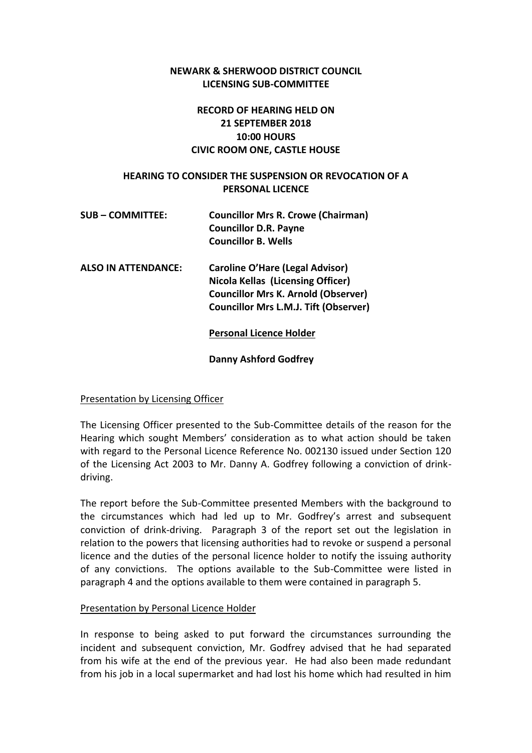**NEWARK & SHERWOOD DISTRICT COUNCIL**
**LICENSING SUB-COMMITTEE**

**RECORD OF HEARING HELD ON**
**21 SEPTEMBER 2018**
**10:00 HOURS**
**CIVIC ROOM ONE, CASTLE HOUSE**

**HEARING TO CONSIDER THE SUSPENSION OR REVOCATION OF A PERSONAL LICENCE**

| | |
|---|---|
| **SUB – COMMITTEE:** | **Councillor Mrs R. Crowe (Chairman)** |
| | **Councillor D.R. Payne** |
| | **Councillor B. Wells** |
| **ALSO IN ATTENDANCE:** | **Caroline O'Hare (Legal Advisor)** |
| | **Nicola Kellas (Licensing Officer)** |
| | **Councillor Mrs K. Arnold (Observer)** |
| | **Councillor Mrs L.M.J. Tift (Observer)** |
| | <u>**Personal Licence Holder**</u> |
| | **Danny Ashford Godfrey** |

<u>Presentation by Licensing Officer</u>

The Licensing Officer presented to the Sub-Committee details of the reason for the Hearing which sought Members' consideration as to what action should be taken with regard to the Personal Licence Reference No. 002130 issued under Section 120 of the Licensing Act 2003 to Mr. Danny A. Godfrey following a conviction of drink-driving.

The report before the Sub-Committee presented Members with the background to the circumstances which had led up to Mr. Godfrey's arrest and subsequent conviction of drink-driving. Paragraph 3 of the report set out the legislation in relation to the powers that licensing authorities had to revoke or suspend a personal licence and the duties of the personal licence holder to notify the issuing authority of any convictions. The options available to the Sub-Committee were listed in paragraph 4 and the options available to them were contained in paragraph 5.

<u>Presentation by Personal Licence Holder</u>

In response to being asked to put forward the circumstances surrounding the incident and subsequent conviction, Mr. Godfrey advised that he had separated from his wife at the end of the previous year. He had also been made redundant from his job in a local supermarket and had lost his home which had resulted in him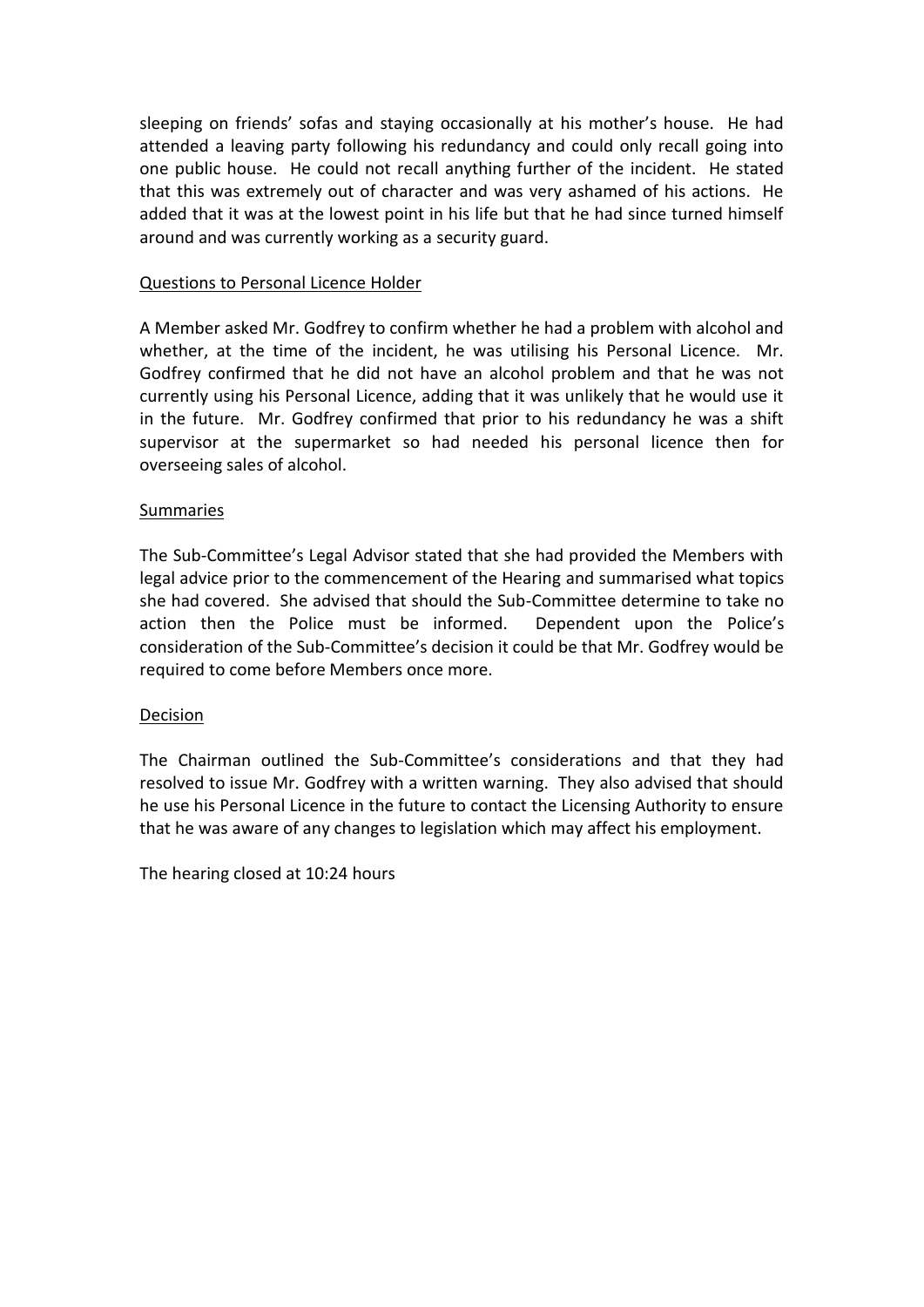sleeping on friends' sofas and staying occasionally at his mother's house. He had attended a leaving party following his redundancy and could only recall going into one public house. He could not recall anything further of the incident. He stated that this was extremely out of character and was very ashamed of his actions. He added that it was at the lowest point in his life but that he had since turned himself around and was currently working as a security guard.

Questions to Personal Licence Holder

A Member asked Mr. Godfrey to confirm whether he had a problem with alcohol and whether, at the time of the incident, he was utilising his Personal Licence. Mr. Godfrey confirmed that he did not have an alcohol problem and that he was not currently using his Personal Licence, adding that it was unlikely that he would use it in the future. Mr. Godfrey confirmed that prior to his redundancy he was a shift supervisor at the supermarket so had needed his personal licence then for overseeing sales of alcohol.

Summaries

The Sub-Committee's Legal Advisor stated that she had provided the Members with legal advice prior to the commencement of the Hearing and summarised what topics she had covered. She advised that should the Sub-Committee determine to take no action then the Police must be informed. Dependent upon the Police's consideration of the Sub-Committee's decision it could be that Mr. Godfrey would be required to come before Members once more.

Decision

The Chairman outlined the Sub-Committee's considerations and that they had resolved to issue Mr. Godfrey with a written warning. They also advised that should he use his Personal Licence in the future to contact the Licensing Authority to ensure that he was aware of any changes to legislation which may affect his employment.

The hearing closed at 10:24 hours